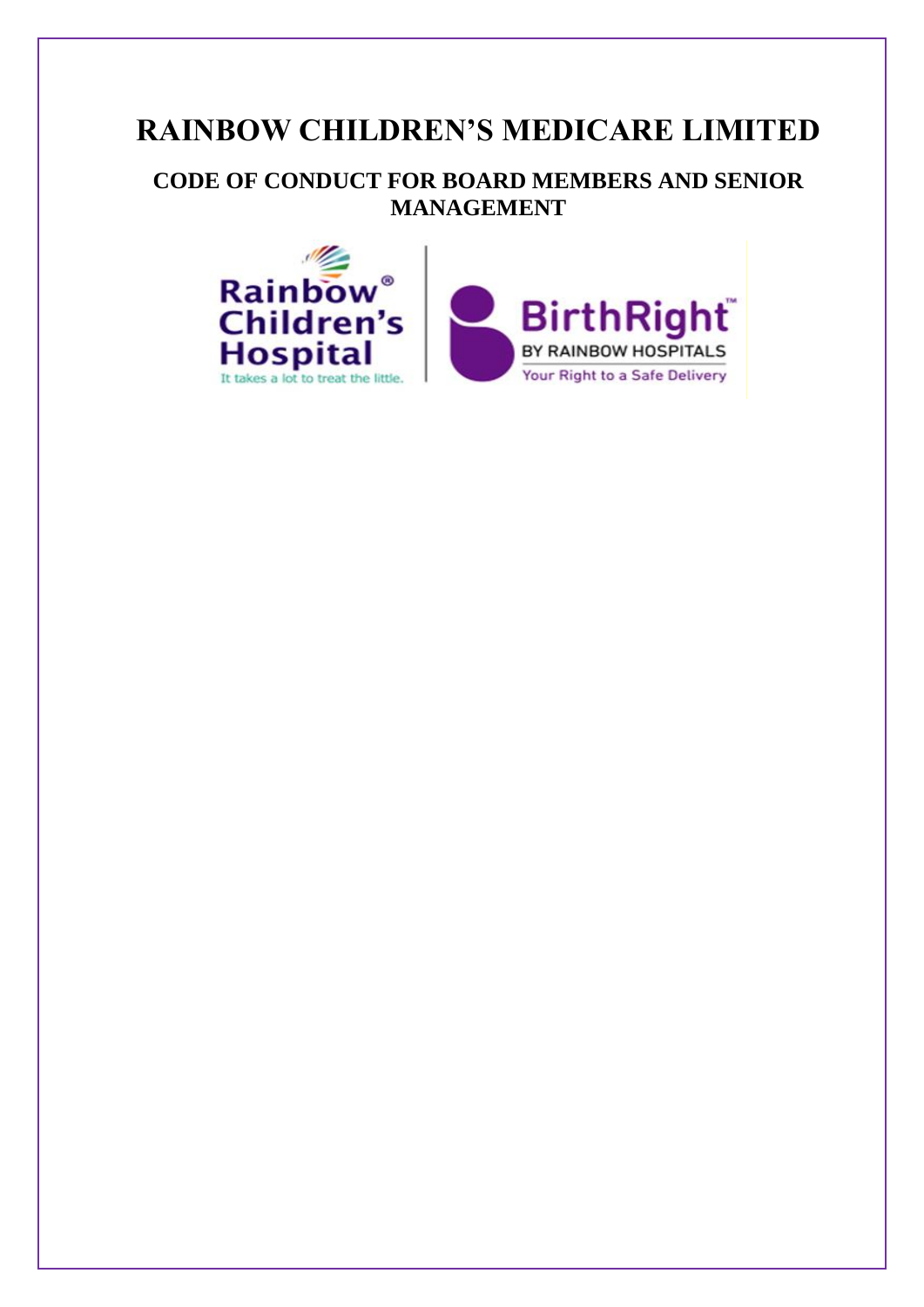# RAINBOW CHILDREN'S MEDICARE LIMITED

## CODE OF CONDUCT FOR BOARD MEMBERS AND SENIOR MANAGEMENT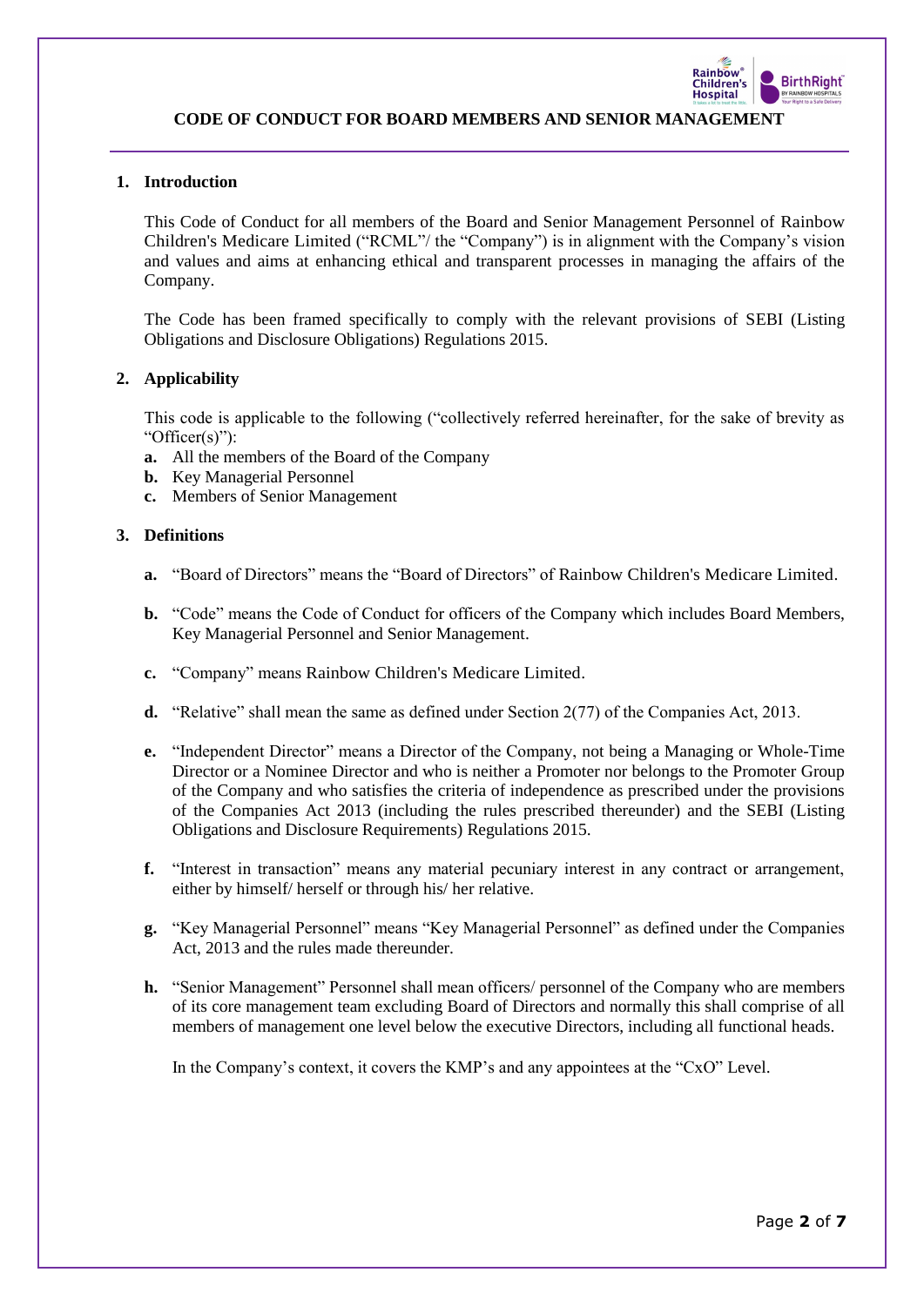# CODE OF CONDUCT FOR BOARD MEMBERS AND SENIOR MANAGEMENT

## 1. Introduction

This Code of Conduct for all members of the Board and Senior Management Personnel of Rainbow Children's Medicare Limited ("RCML"/ the "Company") is in alignment with the Company's vision and values and aims at enhancing ethical and transparent processes in managing the affairs of the Company.

The Code has been framed specifically to comply with the relevant provisions of SEBI (Listing Obligations and Disclosure Obligations) Regulations 2015.

## 2. Applicability

This code is applicable to the following ("collectively referred hereinafter, for the sake of brevity as "Officer(s)"):

- **a.** All the members of the Board of the Company
- **b.** Key Managerial Personnel
- **c.** Members of Senior Management

## 3. Definitions

- **a.** "Board of Directors" means the "Board of Directors" of Rainbow Children's Medicare Limited.
- **b.** "Code" means the Code of Conduct for officers of the Company which includes Board Members, Key Managerial Personnel and Senior Management.
- **c.** "Company" means Rainbow Children's Medicare Limited.
- **d.** "Relative" shall mean the same as defined under Section 2(77) of the Companies Act, 2013.
- **e.** "Independent Director" means a Director of the Company, not being a Managing or Whole-Time Director or a Nominee Director and who is neither a Promoter nor belongs to the Promoter Group of the Company and who satisfies the criteria of independence as prescribed under the provisions of the Companies Act 2013 (including the rules prescribed thereunder) and the SEBI (Listing Obligations and Disclosure Requirements) Regulations 2015.
- **f.** "Interest in transaction" means any material pecuniary interest in any contract or arrangement, either by himself/ herself or through his/ her relative.
- **g.** "Key Managerial Personnel" means "Key Managerial Personnel" as defined under the Companies Act, 2013 and the rules made thereunder.
- **h.** "Senior Management" Personnel shall mean officers/ personnel of the Company who are members of its core management team excluding Board of Directors and normally this shall comprise of all members of management one level below the executive Directors, including all functional heads.

  In the Company's context, it covers the KMP's and any appointees at the "CxO" Level.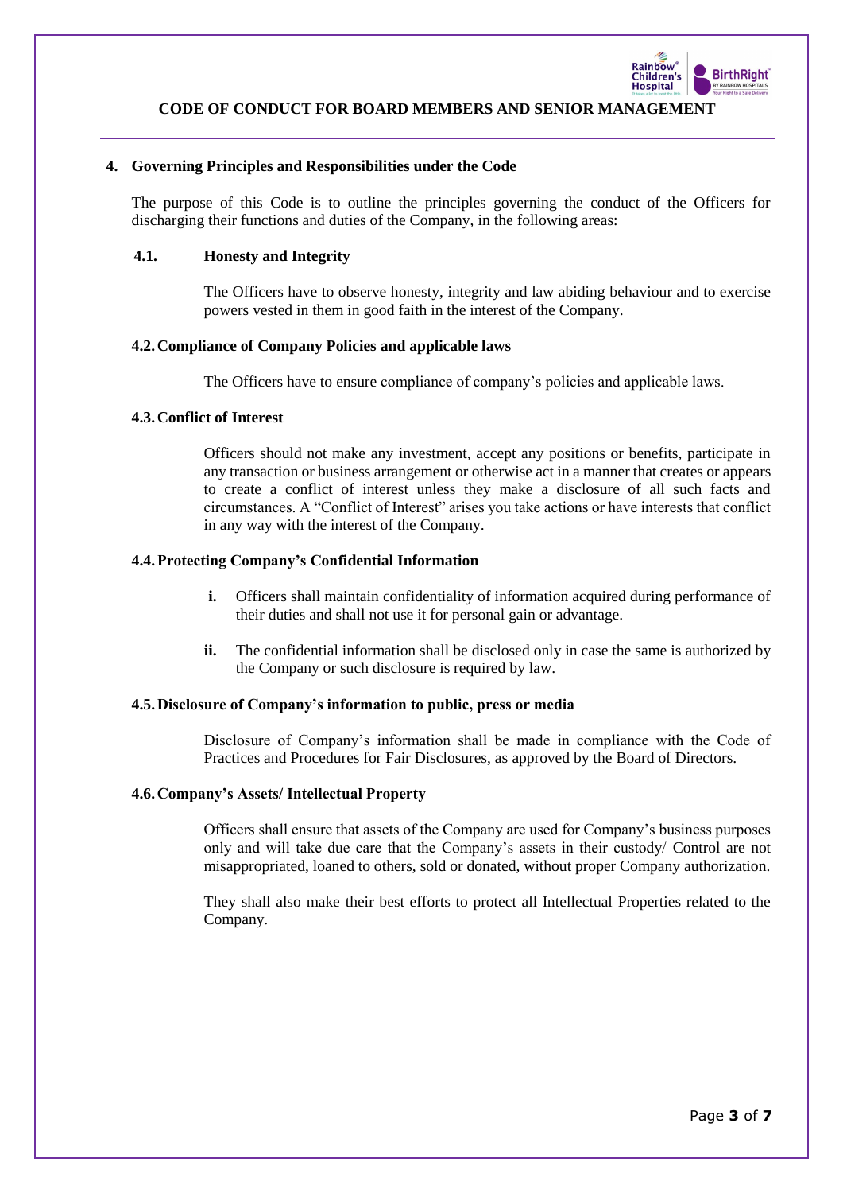## 4. Governing Principles and Responsibilities under the Code

The purpose of this Code is to outline the principles governing the conduct of the Officers for discharging their functions and duties of the Company, in the following areas:

### 4.1. Honesty and Integrity

The Officers have to observe honesty, integrity and law abiding behaviour and to exercise powers vested in them in good faith in the interest of the Company.

### 4.2. Compliance of Company Policies and applicable laws

The Officers have to ensure compliance of company's policies and applicable laws.

### 4.3. Conflict of Interest

Officers should not make any investment, accept any positions or benefits, participate in any transaction or business arrangement or otherwise act in a manner that creates or appears to create a conflict of interest unless they make a disclosure of all such facts and circumstances. A "Conflict of Interest" arises you take actions or have interests that conflict in any way with the interest of the Company.

### 4.4. Protecting Company's Confidential Information

**i.** Officers shall maintain confidentiality of information acquired during performance of their duties and shall not use it for personal gain or advantage.

**ii.** The confidential information shall be disclosed only in case the same is authorized by the Company or such disclosure is required by law.

### 4.5. Disclosure of Company's information to public, press or media

Disclosure of Company's information shall be made in compliance with the Code of Practices and Procedures for Fair Disclosures, as approved by the Board of Directors.

### 4.6. Company's Assets/ Intellectual Property

Officers shall ensure that assets of the Company are used for Company's business purposes only and will take due care that the Company's assets in their custody/ Control are not misappropriated, loaned to others, sold or donated, without proper Company authorization.

They shall also make their best efforts to protect all Intellectual Properties related to the Company.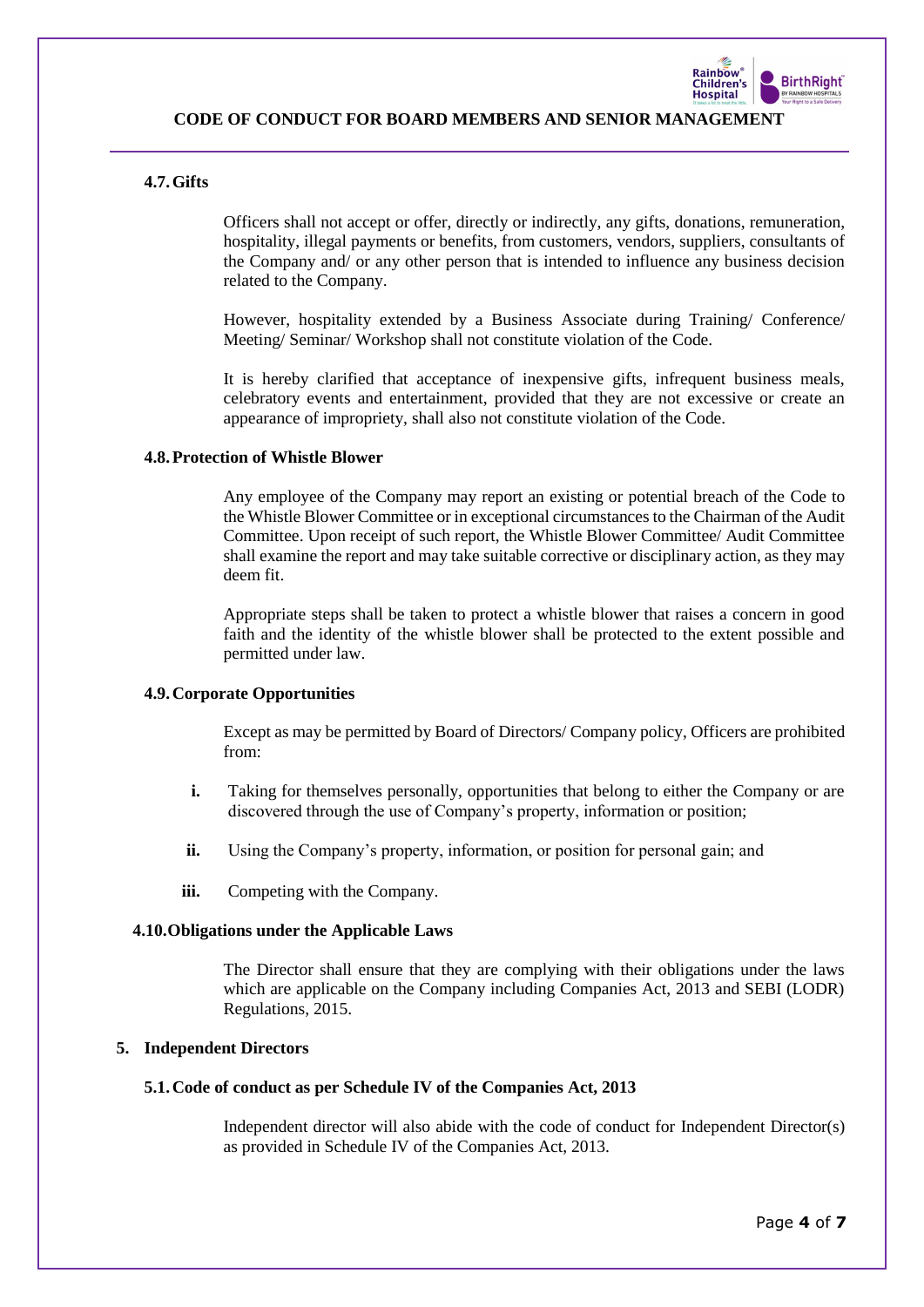### 4.7. Gifts

Officers shall not accept or offer, directly or indirectly, any gifts, donations, remuneration, hospitality, illegal payments or benefits, from customers, vendors, suppliers, consultants of the Company and/ or any other person that is intended to influence any business decision related to the Company.

However, hospitality extended by a Business Associate during Training/ Conference/ Meeting/ Seminar/ Workshop shall not constitute violation of the Code.

It is hereby clarified that acceptance of inexpensive gifts, infrequent business meals, celebratory events and entertainment, provided that they are not excessive or create an appearance of impropriety, shall also not constitute violation of the Code.

### 4.8. Protection of Whistle Blower

Any employee of the Company may report an existing or potential breach of the Code to the Whistle Blower Committee or in exceptional circumstances to the Chairman of the Audit Committee. Upon receipt of such report, the Whistle Blower Committee/ Audit Committee shall examine the report and may take suitable corrective or disciplinary action, as they may deem fit.

Appropriate steps shall be taken to protect a whistle blower that raises a concern in good faith and the identity of the whistle blower shall be protected to the extent possible and permitted under law.

### 4.9. Corporate Opportunities

Except as may be permitted by Board of Directors/ Company policy, Officers are prohibited from:

- **i.** Taking for themselves personally, opportunities that belong to either the Company or are discovered through the use of Company's property, information or position;
- **ii.** Using the Company's property, information, or position for personal gain; and
- **iii.** Competing with the Company.

### 4.10. Obligations under the Applicable Laws

The Director shall ensure that they are complying with their obligations under the laws which are applicable on the Company including Companies Act, 2013 and SEBI (LODR) Regulations, 2015.

## 5. Independent Directors

### 5.1. Code of conduct as per Schedule IV of the Companies Act, 2013

Independent director will also abide with the code of conduct for Independent Director(s) as provided in Schedule IV of the Companies Act, 2013.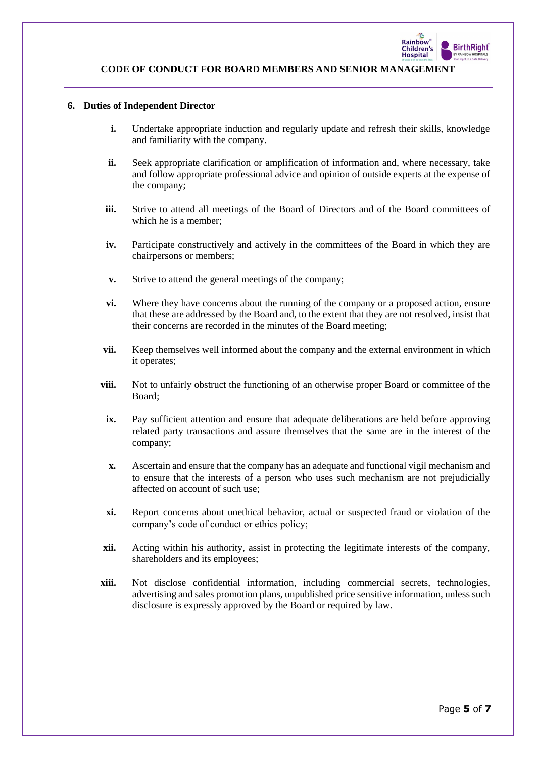## 6. Duties of Independent Director

- **i.** Undertake appropriate induction and regularly update and refresh their skills, knowledge and familiarity with the company.
- **ii.** Seek appropriate clarification or amplification of information and, where necessary, take and follow appropriate professional advice and opinion of outside experts at the expense of the company;
- **iii.** Strive to attend all meetings of the Board of Directors and of the Board committees of which he is a member;
- **iv.** Participate constructively and actively in the committees of the Board in which they are chairpersons or members;
- **v.** Strive to attend the general meetings of the company;
- **vi.** Where they have concerns about the running of the company or a proposed action, ensure that these are addressed by the Board and, to the extent that they are not resolved, insist that their concerns are recorded in the minutes of the Board meeting;
- **vii.** Keep themselves well informed about the company and the external environment in which it operates;
- **viii.** Not to unfairly obstruct the functioning of an otherwise proper Board or committee of the Board;
- **ix.** Pay sufficient attention and ensure that adequate deliberations are held before approving related party transactions and assure themselves that the same are in the interest of the company;
- **x.** Ascertain and ensure that the company has an adequate and functional vigil mechanism and to ensure that the interests of a person who uses such mechanism are not prejudicially affected on account of such use;
- **xi.** Report concerns about unethical behavior, actual or suspected fraud or violation of the company's code of conduct or ethics policy;
- **xii.** Acting within his authority, assist in protecting the legitimate interests of the company, shareholders and its employees;
- **xiii.** Not disclose confidential information, including commercial secrets, technologies, advertising and sales promotion plans, unpublished price sensitive information, unless such disclosure is expressly approved by the Board or required by law.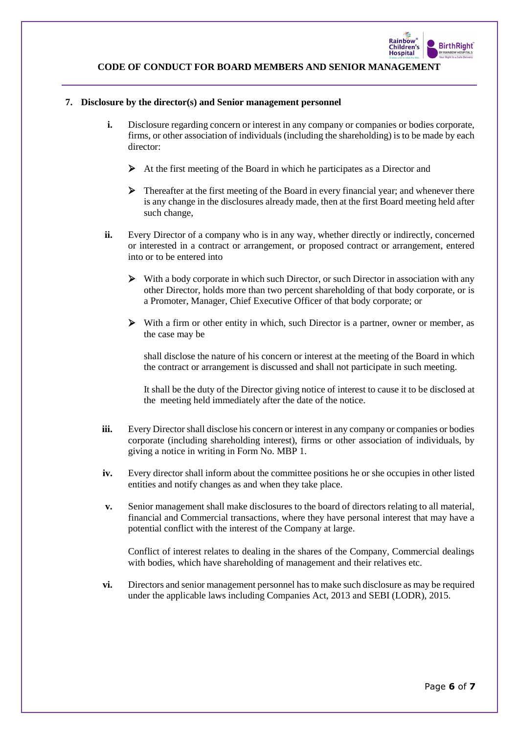## 7. Disclosure by the director(s) and Senior management personnel

**i.** Disclosure regarding concern or interest in any company or companies or bodies corporate, firms, or other association of individuals (including the shareholding) is to be made by each director:

- At the first meeting of the Board in which he participates as a Director and
- Thereafter at the first meeting of the Board in every financial year; and whenever there is any change in the disclosures already made, then at the first Board meeting held after such change,

**ii.** Every Director of a company who is in any way, whether directly or indirectly, concerned or interested in a contract or arrangement, or proposed contract or arrangement, entered into or to be entered into

- With a body corporate in which such Director, or such Director in association with any other Director, holds more than two percent shareholding of that body corporate, or is a Promoter, Manager, Chief Executive Officer of that body corporate; or
- With a firm or other entity in which, such Director is a partner, owner or member, as the case may be

shall disclose the nature of his concern or interest at the meeting of the Board in which the contract or arrangement is discussed and shall not participate in such meeting.

It shall be the duty of the Director giving notice of interest to cause it to be disclosed at the meeting held immediately after the date of the notice.

**iii.** Every Director shall disclose his concern or interest in any company or companies or bodies corporate (including shareholding interest), firms or other association of individuals, by giving a notice in writing in Form No. MBP 1.

**iv.** Every director shall inform about the committee positions he or she occupies in other listed entities and notify changes as and when they take place.

**v.** Senior management shall make disclosures to the board of directors relating to all material, financial and Commercial transactions, where they have personal interest that may have a potential conflict with the interest of the Company at large.

Conflict of interest relates to dealing in the shares of the Company, Commercial dealings with bodies, which have shareholding of management and their relatives etc.

**vi.** Directors and senior management personnel has to make such disclosure as may be required under the applicable laws including Companies Act, 2013 and SEBI (LODR), 2015.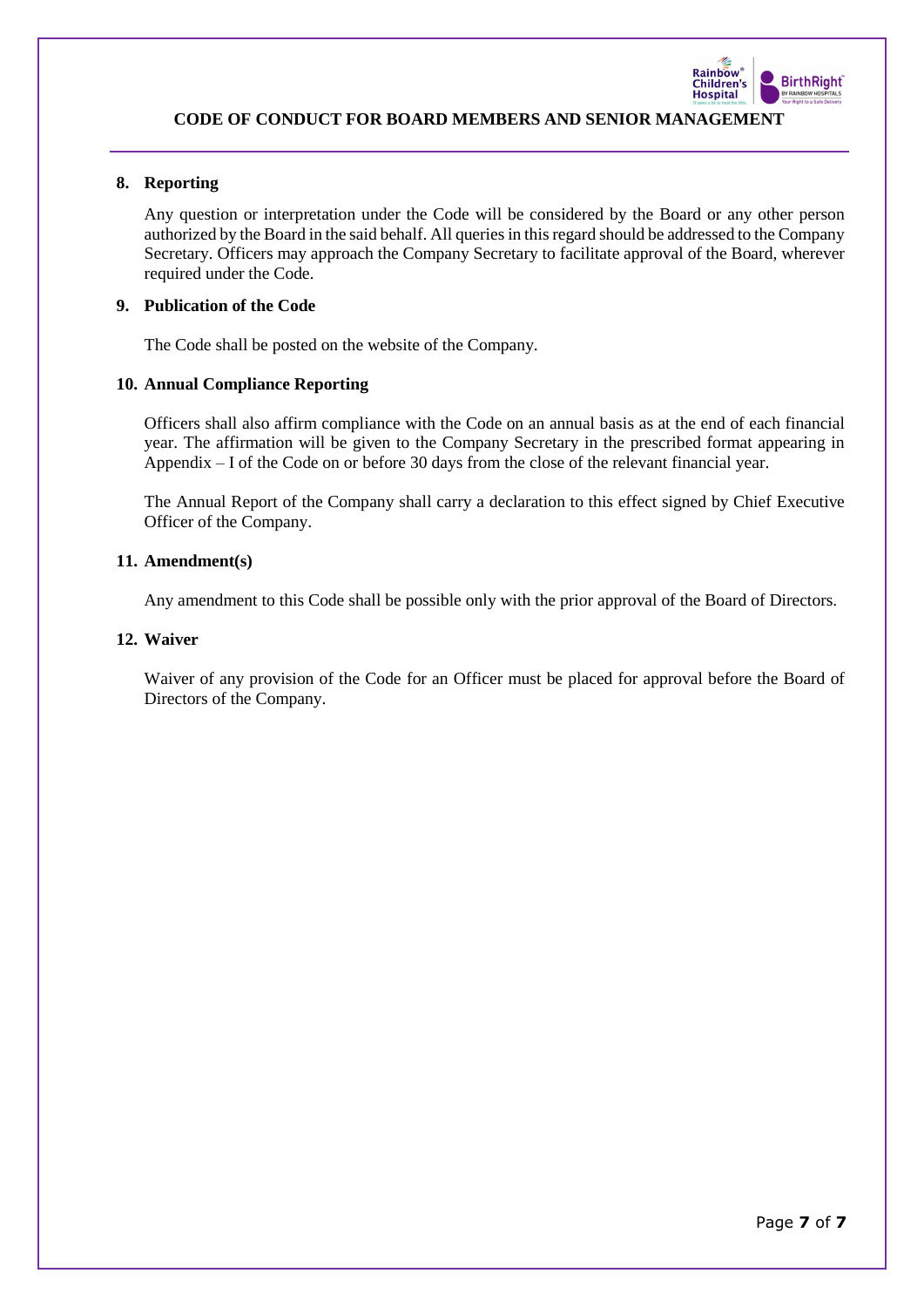## 8. Reporting

Any question or interpretation under the Code will be considered by the Board or any other person authorized by the Board in the said behalf. All queries in this regard should be addressed to the Company Secretary. Officers may approach the Company Secretary to facilitate approval of the Board, wherever required under the Code.

## 9. Publication of the Code

The Code shall be posted on the website of the Company.

## 10. Annual Compliance Reporting

Officers shall also affirm compliance with the Code on an annual basis as at the end of each financial year. The affirmation will be given to the Company Secretary in the prescribed format appearing in Appendix – I of the Code on or before 30 days from the close of the relevant financial year.

The Annual Report of the Company shall carry a declaration to this effect signed by Chief Executive Officer of the Company.

## 11. Amendment(s)

Any amendment to this Code shall be possible only with the prior approval of the Board of Directors.

## 12. Waiver

Waiver of any provision of the Code for an Officer must be placed for approval before the Board of Directors of the Company.